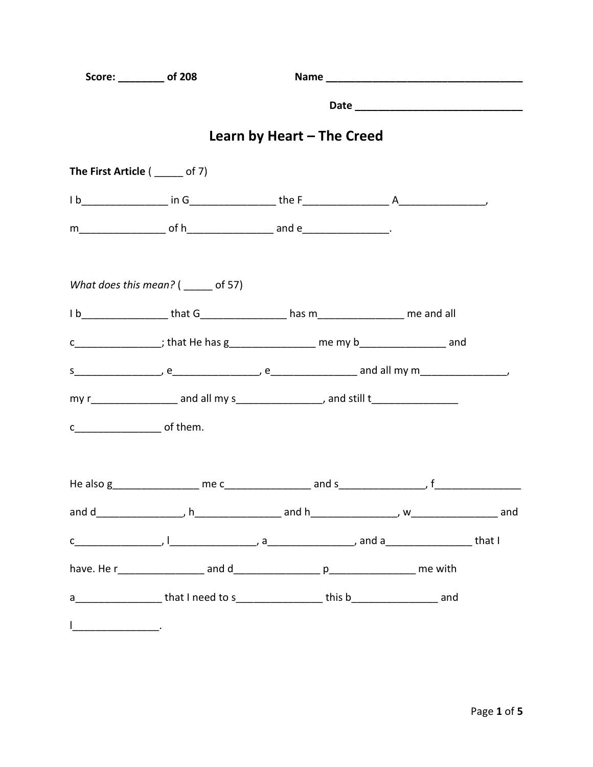**Score: ________ of 208** **Name ___________________________________**

**Date ____________________________**

# Learn by Heart – The Creed

**The First Article** ( _____ of 7)

I b_______________ in G_______________ the F_______________ A_______________,

m_______________ of h_______________ and e_______________.

*What does this mean?* ( _____ of 57)

I b_______________ that G_______________ has m_______________ me and all

c_______________; that He has g_______________ me my b_______________ and

s_______________, e_______________, e_______________ and all my m_______________,

my r_______________ and all my s_______________, and still t_______________

c_______________ of them.

He also g_______________ me c_______________ and s_______________, f_______________

and d_______________, h_______________ and h_______________, w_______________ and

c_______________, l_______________, a_______________, and a_______________ that I

have. He r_______________ and d_______________ p_______________ me with

a_______________ that I need to s_______________ this b_______________ and

l_______________.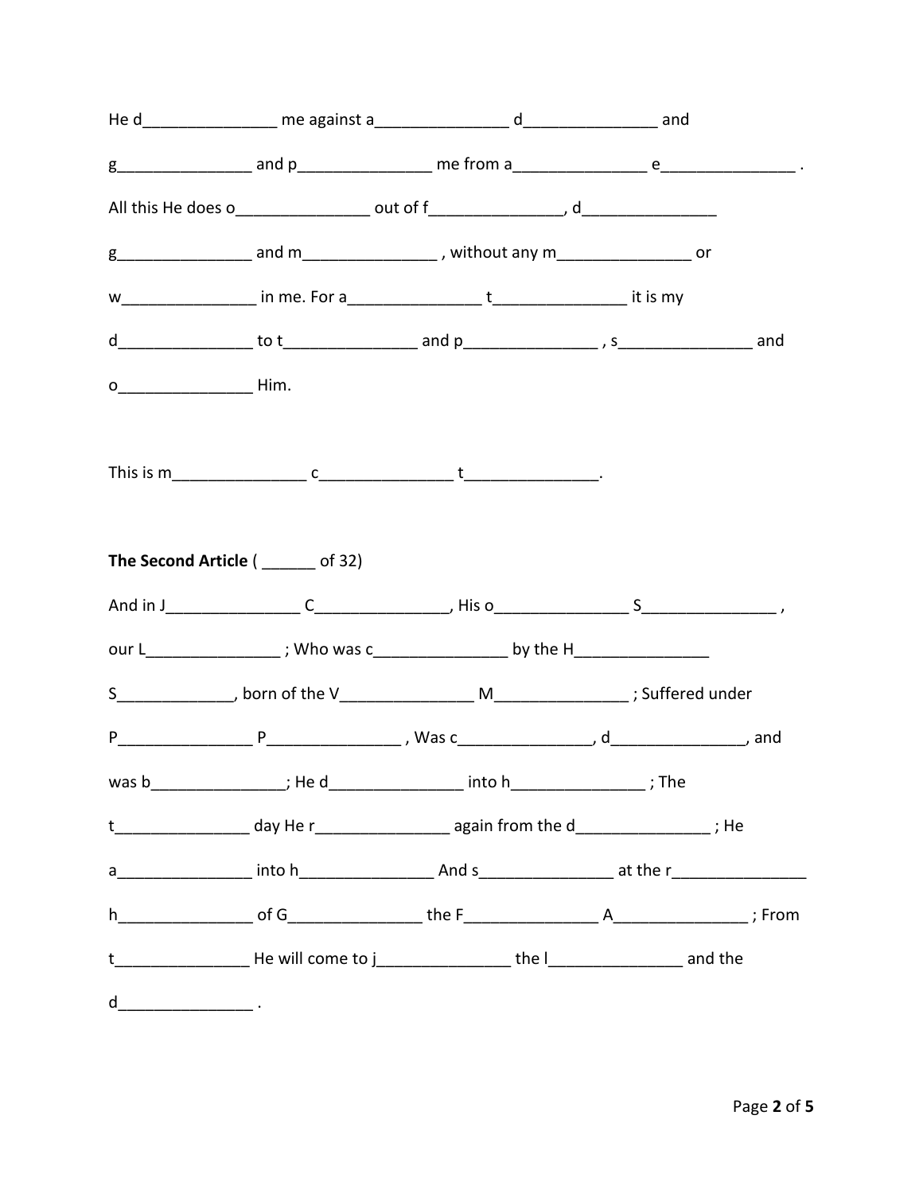He d_______________ me against a_______________ d_______________ and g_______________ and p_______________ me from a_______________ e_______________ . All this He does o_______________ out of f_______________, d_______________ g_______________ and m_______________ , without any m_______________ or w_______________ in me. For a_______________ t_______________ it is my d_______________ to t_______________ and p_______________ , s_______________ and o_______________ Him.

This is m_______________ c_______________ t_______________.

**The Second Article** ( ______ of 32)

And in J_______________ C_______________, His o_______________ S_______________ , our L_______________ ; Who was c_______________ by the H_______________ S_____________, born of the V_______________ M_______________ ; Suffered under P_______________ P_______________ , Was c_______________, d_______________, and was b_______________; He d_______________ into h_______________ ; The t_______________ day He r_______________ again from the d_______________ ; He a_______________ into h_______________ And s_______________ at the r_______________ h_______________ of G_______________ the F_______________ A_______________ ; From t_______________ He will come to j_______________ the l_______________ and the d_______________ .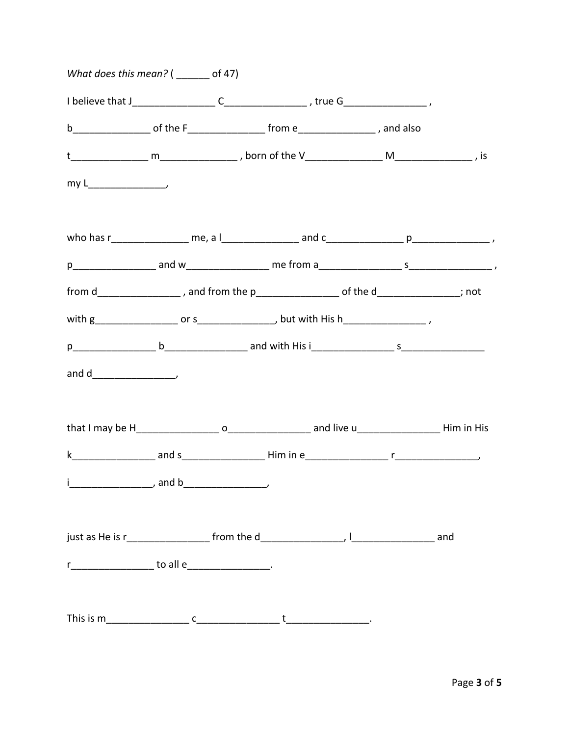*What does this mean?* ( ______ of 47)

I believe that J_______________ C_______________ , true G_______________ ,

b______________ of the F______________ from e______________ , and also

t______________ m______________ , born of the V______________ M______________ , is

my L______________,

who has r______________ me, a l______________ and c______________ p______________ ,

p_______________ and w_______________ me from a_______________ s_______________ ,

from d_______________ , and from the p_______________ of the d_______________; not

with g_______________ or s______________, but with His h_______________ ,

p_______________ b_______________ and with His i_______________ s_______________

and d_______________,

that I may be H_______________ o_______________ and live u_______________ Him in His

k_______________ and s_______________ Him in e_______________ r_______________,

i_______________, and b_______________,

just as He is r_______________ from the d_______________, l_______________ and

r_______________ to all e_______________.

This is m_______________ c_______________ t_______________.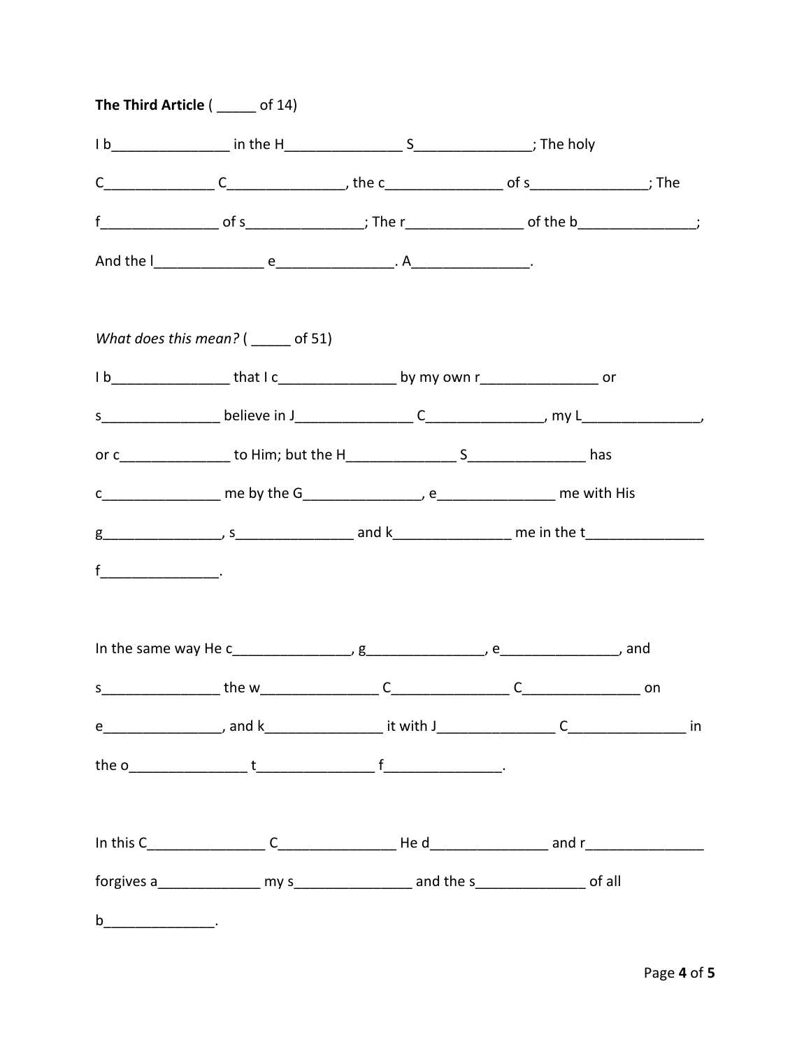**The Third Article** ( _____ of 14)

I b_______________ in the H_______________ S_______________; The holy C______________ C_______________, the c_______________ of s_______________; The f_______________ of s_______________; The r_______________ of the b_______________; And the l______________ e_______________. A_______________.

*What does this mean?* ( _____ of 51)

I b_______________ that I c_______________ by my own r_______________ or s_______________ believe in J_______________ C_______________, my L_______________, or c______________ to Him; but the H______________ S_______________ has c_______________ me by the G_______________, e_______________ me with His g_______________, s_______________ and k_______________ me in the t_______________ f_______________.

In the same way He c_______________, g_______________, e_______________, and s_______________ the w_______________ C_______________ C_______________ on e_______________, and k_______________ it with J_______________ C_______________ in the o_______________ t_______________ f_______________.

In this C_______________ C_______________ He d_______________ and r_______________ forgives a_____________ my s_______________ and the s______________ of all b______________.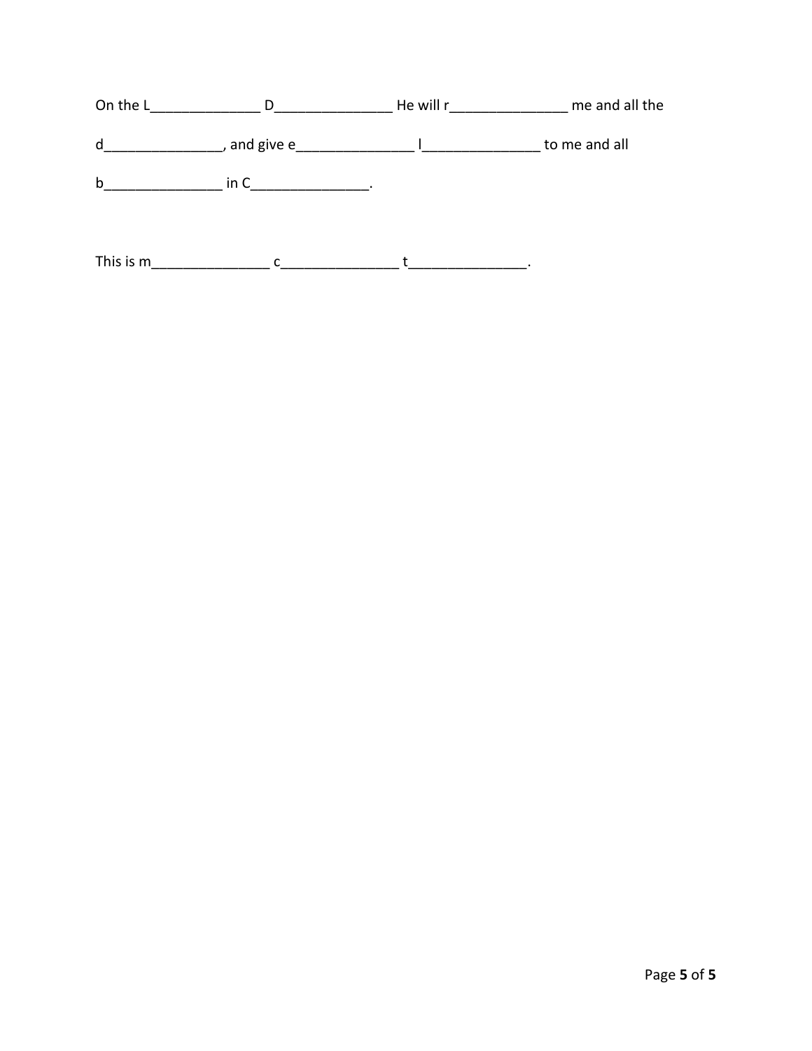On the L______________ D_______________ He will r_______________ me and all the d_______________, and give e_______________ l_______________ to me and all b_______________ in C_______________.

This is m_______________ c_______________ t_______________.